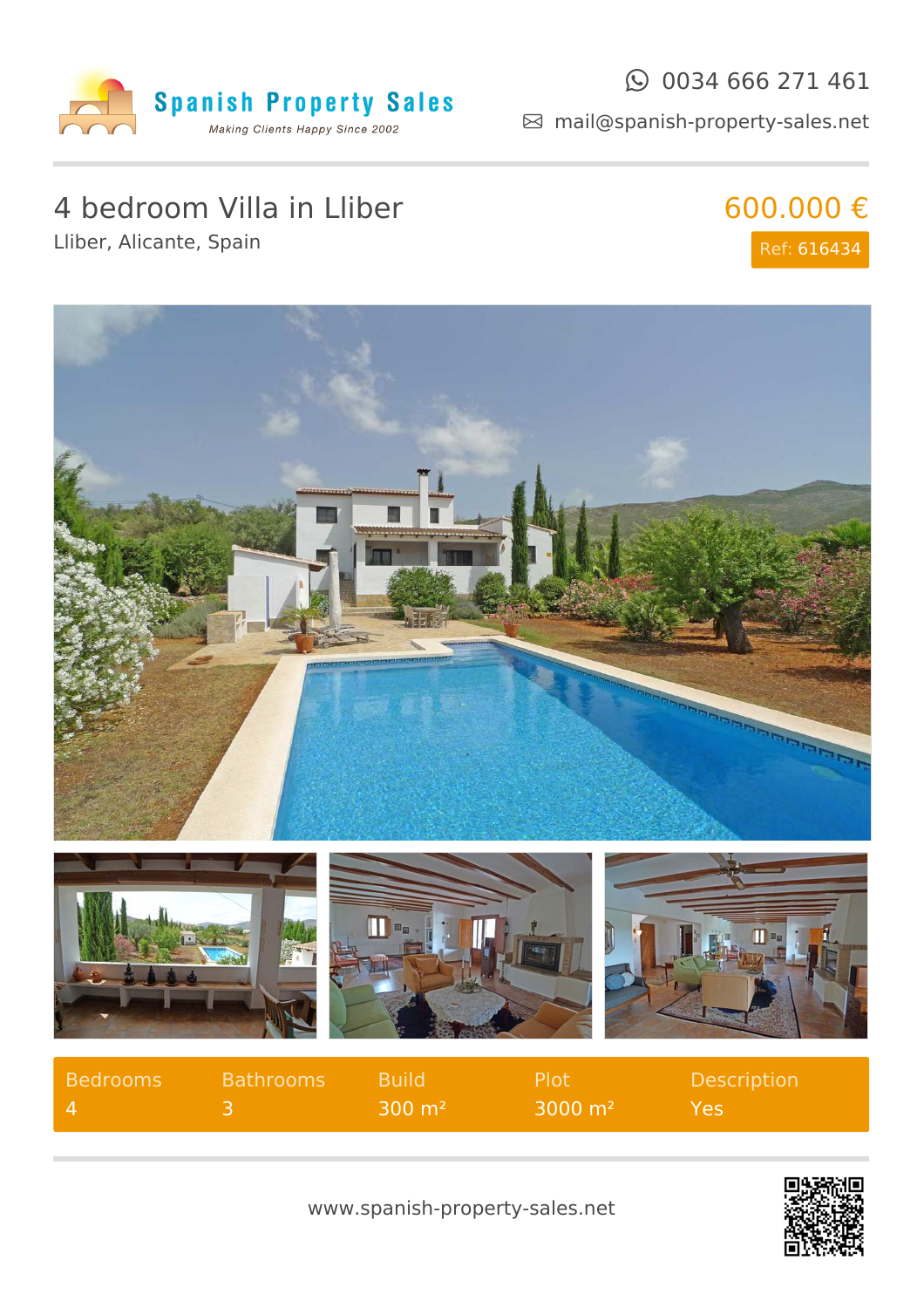Spanish Property Sales

*Making Clients Happy Since 2002*

0034 666 271 461

mail@spanish-property-sales.net

# 4 bedroom Villa in Lliber

Lliber, Alicante, Spain

**600.000 €**

Ref: 616434

| Bedrooms | Bathrooms | Build | Plot | Description |
|---|---|---|---|---|
| 4 | 3 | 300 m² | 3000 m² | Yes |

www.spanish-property-sales.net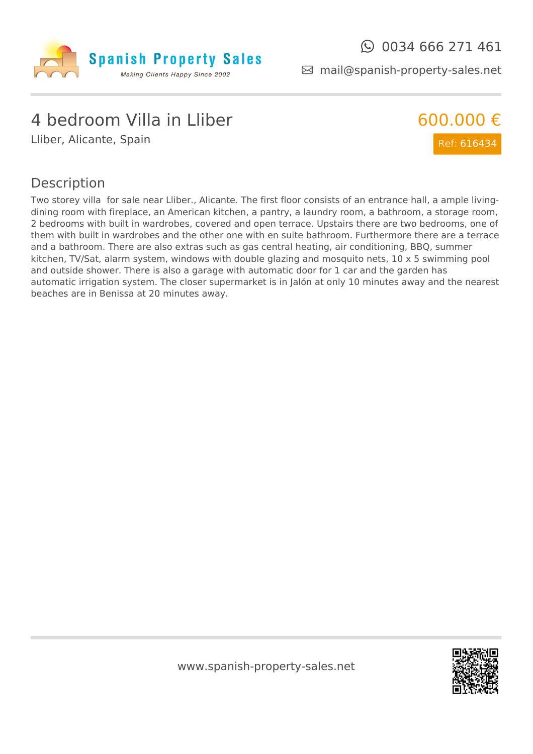# 4 bedroom Villa in Lliber

Lliber, Alicante, Spain

600.000 €

Ref: 616434

## Description

Two storey villa  for sale near Lliber., Alicante. The first floor consists of an entrance hall, a ample living-dining room with fireplace, an American kitchen, a pantry, a laundry room, a bathroom, a storage room, 2 bedrooms with built in wardrobes, covered and open terrace. Upstairs there are two bedrooms, one of them with built in wardrobes and the other one with en suite bathroom. Furthermore there are a terrace and a bathroom. There are also extras such as gas central heating, air conditioning, BBQ, summer kitchen, TV/Sat, alarm system, windows with double glazing and mosquito nets, 10 x 5 swimming pool and outside shower. There is also a garage with automatic door for 1 car and the garden has automatic irrigation system. The closer supermarket is in Jalón at only 10 minutes away and the nearest beaches are in Benissa at 20 minutes away.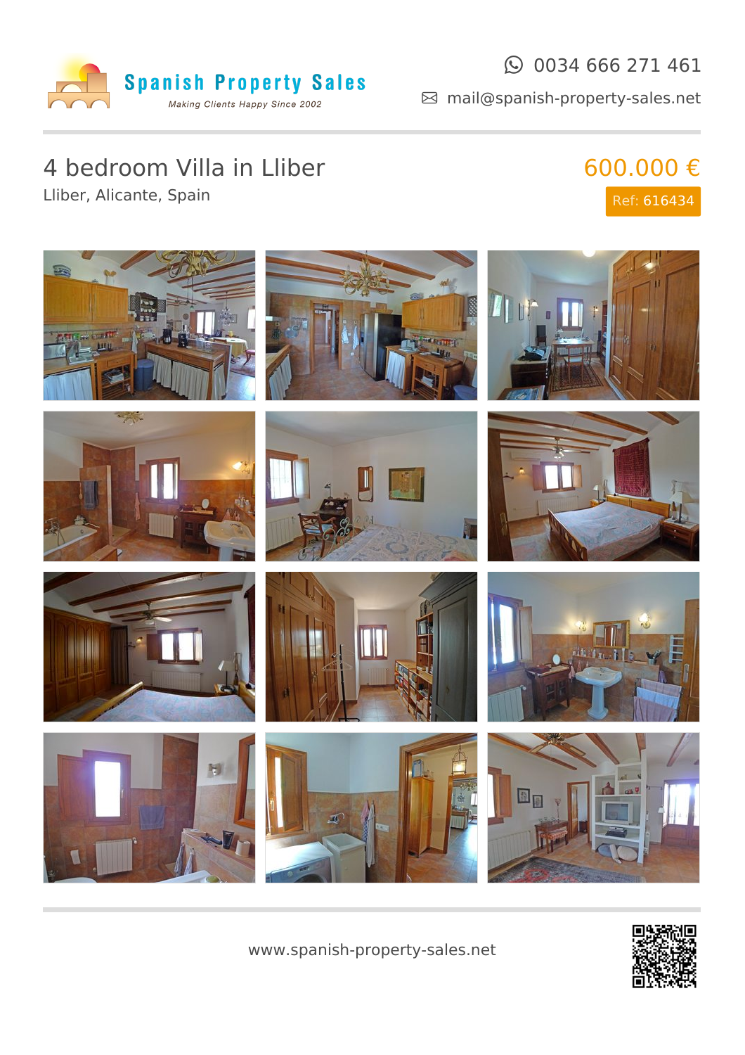Spanish Property Sales

*Making Clients Happy Since 2002*

0034 666 271 461

mail@spanish-property-sales.net

# 4 bedroom Villa in Lliber

Lliber, Alicante, Spain

600.000 €

Ref: 616434

www.spanish-property-sales.net